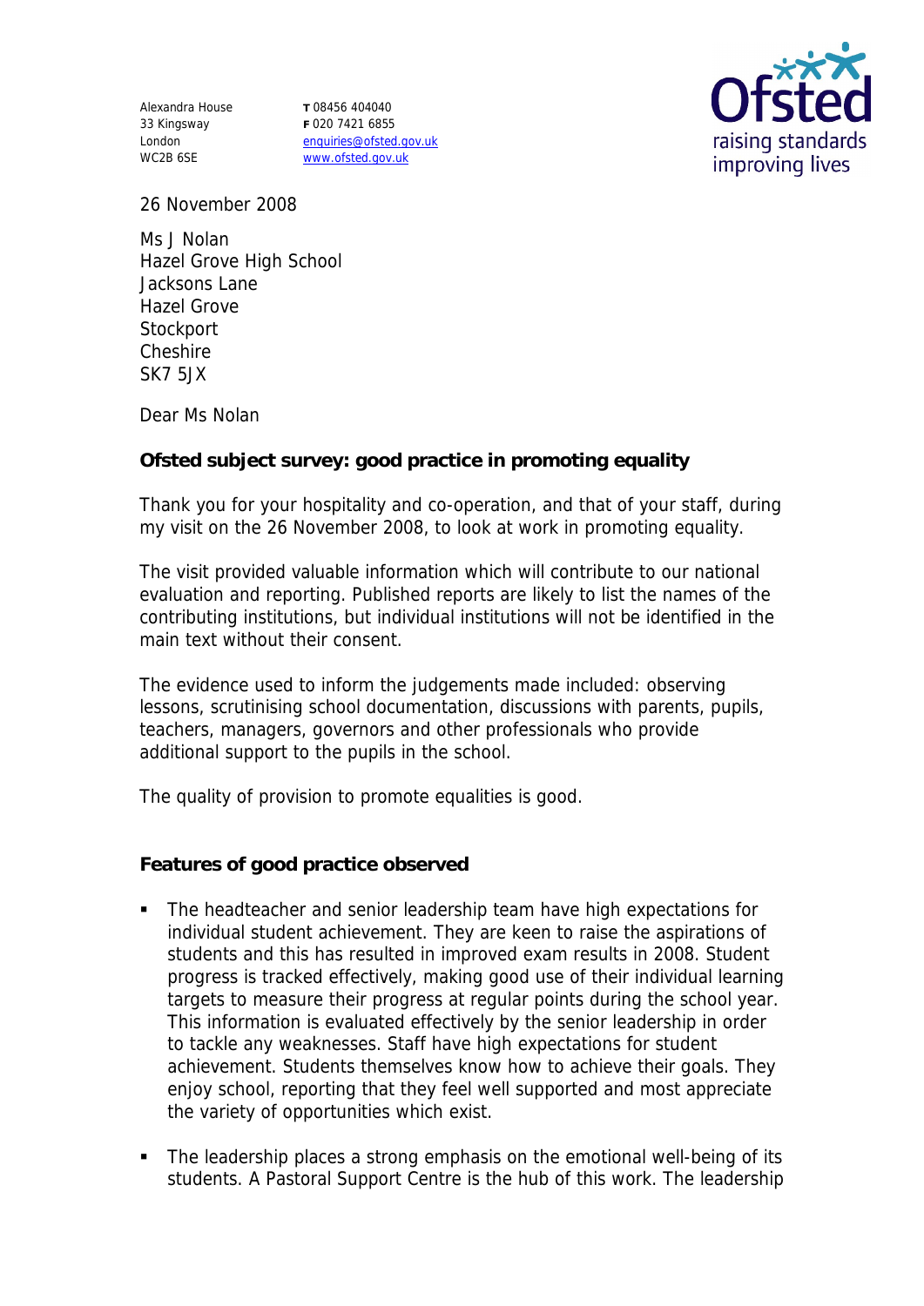Alexandra House
33 Kingsway
London
WC2B 6SE

**T** 08456 404040
**F** 020 7421 6855
enquiries@ofsted.gov.uk
www.ofsted.gov.uk

26 November 2008

Ms J Nolan
Hazel Grove High School
Jacksons Lane
Hazel Grove
Stockport
Cheshire
SK7 5JX

Dear Ms Nolan

**Ofsted subject survey: good practice in promoting equality**

Thank you for your hospitality and co-operation, and that of your staff, during my visit on the 26 November 2008, to look at work in promoting equality.

The visit provided valuable information which will contribute to our national evaluation and reporting. Published reports are likely to list the names of the contributing institutions, but individual institutions will not be identified in the main text without their consent.

The evidence used to inform the judgements made included: observing lessons, scrutinising school documentation, discussions with parents, pupils, teachers, managers, governors and other professionals who provide additional support to the pupils in the school.

The quality of provision to promote equalities is good.

**Features of good practice observed**

- The headteacher and senior leadership team have high expectations for individual student achievement. They are keen to raise the aspirations of students and this has resulted in improved exam results in 2008. Student progress is tracked effectively, making good use of their individual learning targets to measure their progress at regular points during the school year. This information is evaluated effectively by the senior leadership in order to tackle any weaknesses. Staff have high expectations for student achievement. Students themselves know how to achieve their goals. They enjoy school, reporting that they feel well supported and most appreciate the variety of opportunities which exist.
- The leadership places a strong emphasis on the emotional well-being of its students. A Pastoral Support Centre is the hub of this work. The leadership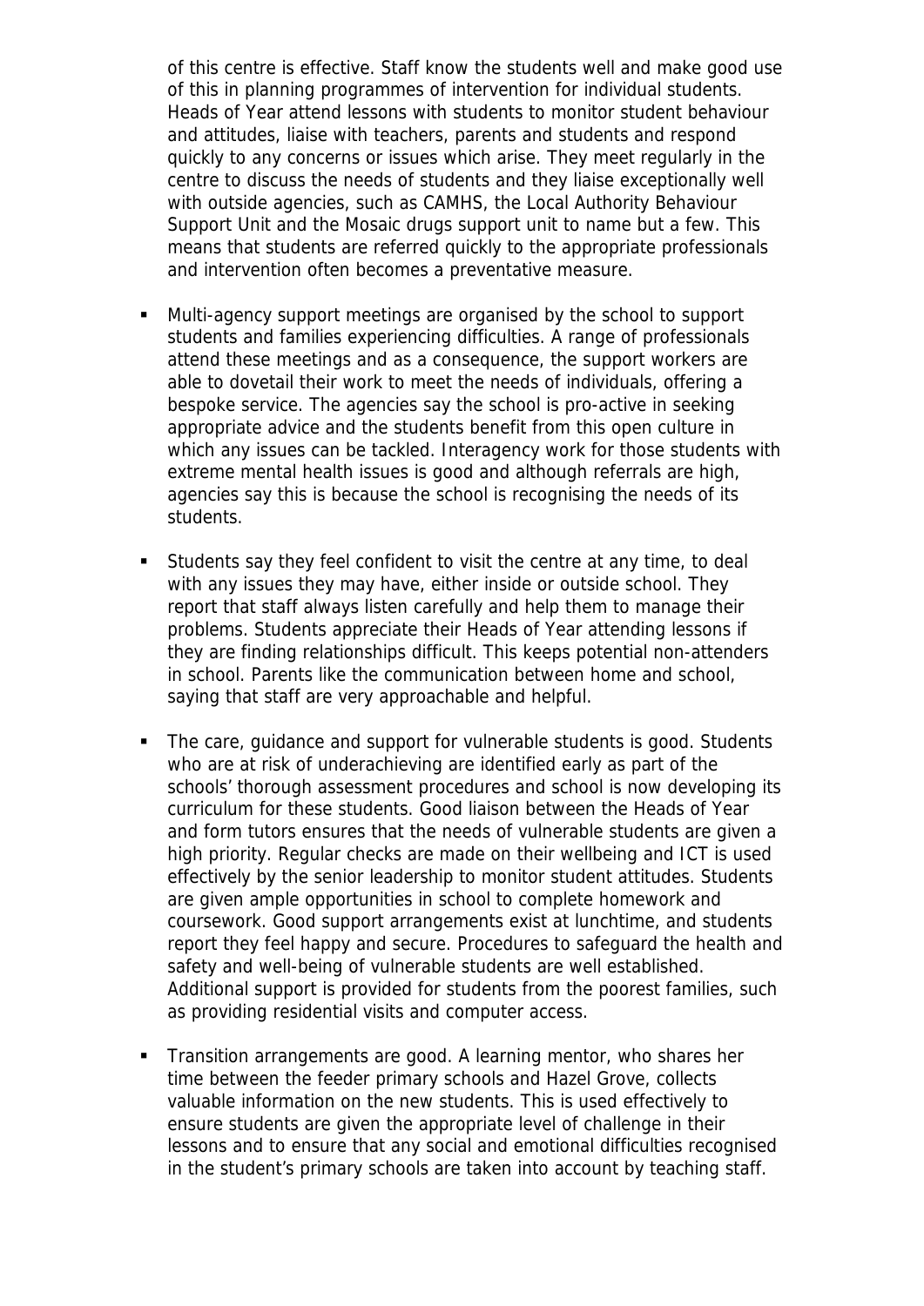of this centre is effective. Staff know the students well and make good use of this in planning programmes of intervention for individual students. Heads of Year attend lessons with students to monitor student behaviour and attitudes, liaise with teachers, parents and students and respond quickly to any concerns or issues which arise. They meet regularly in the centre to discuss the needs of students and they liaise exceptionally well with outside agencies, such as CAMHS, the Local Authority Behaviour Support Unit and the Mosaic drugs support unit to name but a few. This means that students are referred quickly to the appropriate professionals and intervention often becomes a preventative measure.

- Multi-agency support meetings are organised by the school to support students and families experiencing difficulties. A range of professionals attend these meetings and as a consequence, the support workers are able to dovetail their work to meet the needs of individuals, offering a bespoke service. The agencies say the school is pro-active in seeking appropriate advice and the students benefit from this open culture in which any issues can be tackled. Interagency work for those students with extreme mental health issues is good and although referrals are high, agencies say this is because the school is recognising the needs of its students.

- Students say they feel confident to visit the centre at any time, to deal with any issues they may have, either inside or outside school. They report that staff always listen carefully and help them to manage their problems. Students appreciate their Heads of Year attending lessons if they are finding relationships difficult. This keeps potential non-attenders in school. Parents like the communication between home and school, saying that staff are very approachable and helpful.

- The care, guidance and support for vulnerable students is good. Students who are at risk of underachieving are identified early as part of the schools' thorough assessment procedures and school is now developing its curriculum for these students. Good liaison between the Heads of Year and form tutors ensures that the needs of vulnerable students are given a high priority. Regular checks are made on their wellbeing and ICT is used effectively by the senior leadership to monitor student attitudes. Students are given ample opportunities in school to complete homework and coursework. Good support arrangements exist at lunchtime, and students report they feel happy and secure. Procedures to safeguard the health and safety and well-being of vulnerable students are well established. Additional support is provided for students from the poorest families, such as providing residential visits and computer access.

- Transition arrangements are good. A learning mentor, who shares her time between the feeder primary schools and Hazel Grove, collects valuable information on the new students. This is used effectively to ensure students are given the appropriate level of challenge in their lessons and to ensure that any social and emotional difficulties recognised in the student's primary schools are taken into account by teaching staff.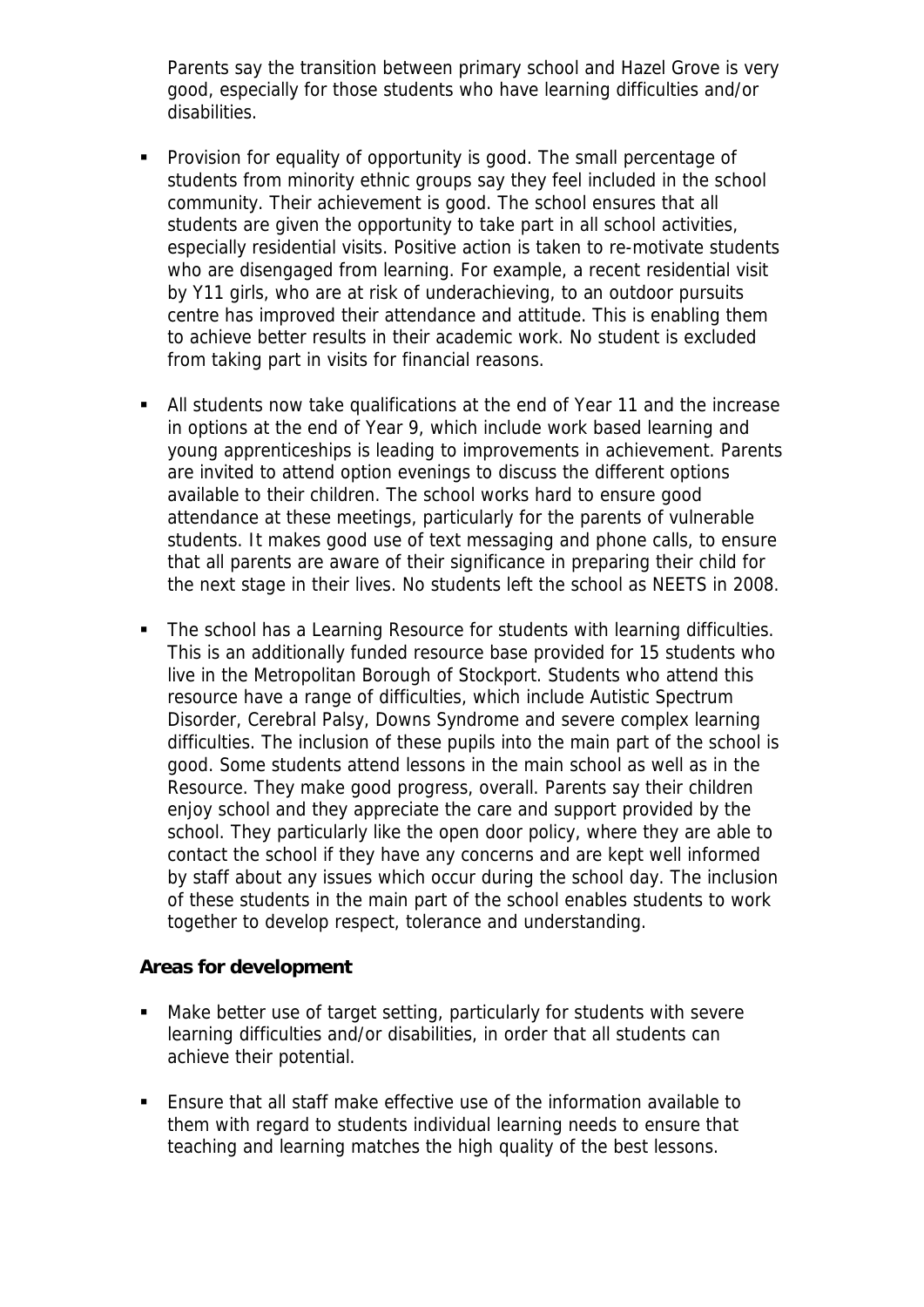Parents say the transition between primary school and Hazel Grove is very good, especially for those students who have learning difficulties and/or disabilities.

- Provision for equality of opportunity is good. The small percentage of students from minority ethnic groups say they feel included in the school community. Their achievement is good. The school ensures that all students are given the opportunity to take part in all school activities, especially residential visits. Positive action is taken to re-motivate students who are disengaged from learning. For example, a recent residential visit by Y11 girls, who are at risk of underachieving, to an outdoor pursuits centre has improved their attendance and attitude. This is enabling them to achieve better results in their academic work. No student is excluded from taking part in visits for financial reasons.

- All students now take qualifications at the end of Year 11 and the increase in options at the end of Year 9, which include work based learning and young apprenticeships is leading to improvements in achievement. Parents are invited to attend option evenings to discuss the different options available to their children. The school works hard to ensure good attendance at these meetings, particularly for the parents of vulnerable students. It makes good use of text messaging and phone calls, to ensure that all parents are aware of their significance in preparing their child for the next stage in their lives. No students left the school as NEETS in 2008.

- The school has a Learning Resource for students with learning difficulties. This is an additionally funded resource base provided for 15 students who live in the Metropolitan Borough of Stockport. Students who attend this resource have a range of difficulties, which include Autistic Spectrum Disorder, Cerebral Palsy, Downs Syndrome and severe complex learning difficulties. The inclusion of these pupils into the main part of the school is good. Some students attend lessons in the main school as well as in the Resource. They make good progress, overall. Parents say their children enjoy school and they appreciate the care and support provided by the school. They particularly like the open door policy, where they are able to contact the school if they have any concerns and are kept well informed by staff about any issues which occur during the school day. The inclusion of these students in the main part of the school enables students to work together to develop respect, tolerance and understanding.

**Areas for development**

- Make better use of target setting, particularly for students with severe learning difficulties and/or disabilities, in order that all students can achieve their potential.

- Ensure that all staff make effective use of the information available to them with regard to students individual learning needs to ensure that teaching and learning matches the high quality of the best lessons.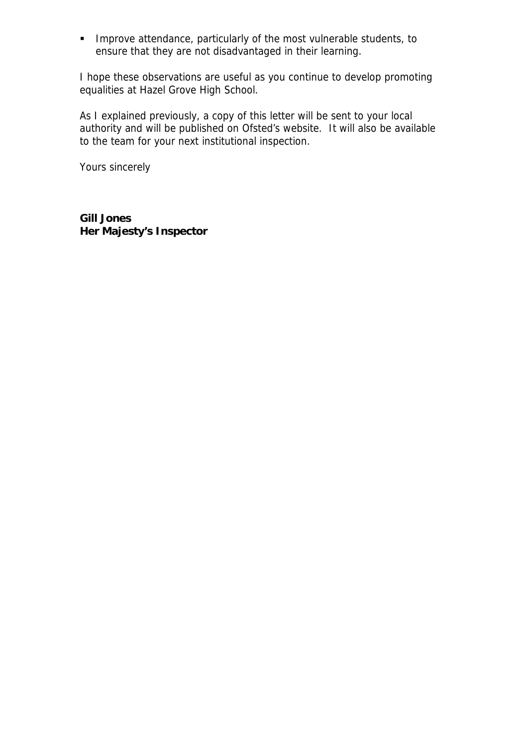- Improve attendance, particularly of the most vulnerable students, to ensure that they are not disadvantaged in their learning.

I hope these observations are useful as you continue to develop promoting equalities at Hazel Grove High School.

As I explained previously, a copy of this letter will be sent to your local authority and will be published on Ofsted's website. It will also be available to the team for your next institutional inspection.

Yours sincerely

**Gill Jones**
**Her Majesty's Inspector**